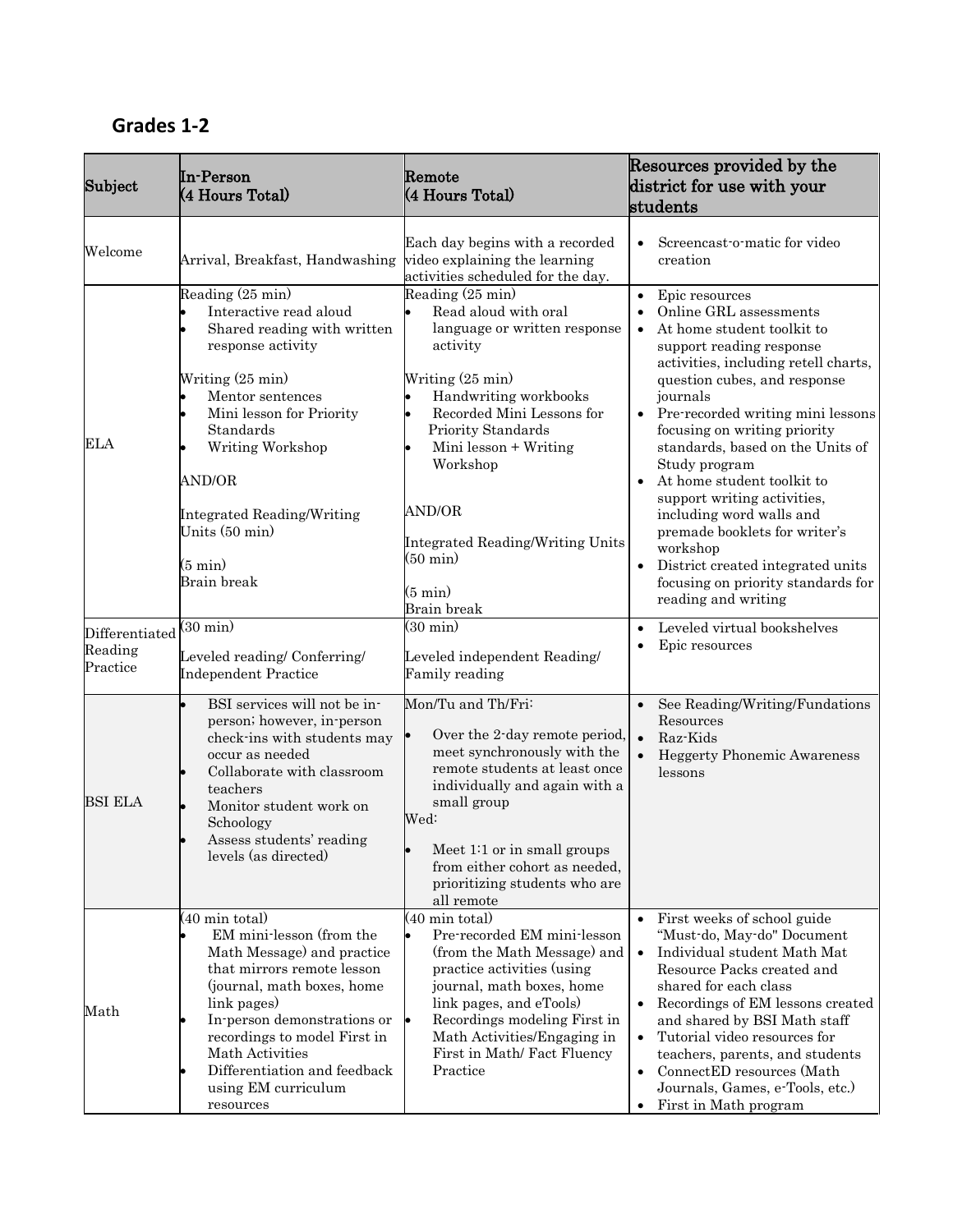## Grades 1-2

| Subject | In-Person (4 Hours Total) | Remote (4 Hours Total) | Resources provided by the district for use with your students |
|---|---|---|---|
| Welcome | Arrival, Breakfast, Handwashing | Each day begins with a recorded video explaining the learning activities scheduled for the day. | • Screencast-o-matic for video creation |
| ELA | Reading (25 min)<br>• Interactive read aloud<br>• Shared reading with written response activity<br><br>Writing (25 min)<br>• Mentor sentences<br>• Mini lesson for Priority Standards<br>• Writing Workshop<br><br>AND/OR<br><br>Integrated Reading/Writing Units (50 min)<br><br>(5 min)<br>Brain break | Reading (25 min)<br>• Read aloud with oral language or written response activity<br><br>Writing (25 min)<br>• Handwriting workbooks<br>• Recorded Mini Lessons for Priority Standards<br>• Mini lesson + Writing Workshop<br><br>AND/OR<br><br>Integrated Reading/Writing Units (50 min)<br><br>(5 min)<br>Brain break | • Epic resources<br>• Online GRL assessments<br>• At home student toolkit to support reading response activities, including retell charts, question cubes, and response journals<br>• Pre-recorded writing mini lessons focusing on writing priority standards, based on the Units of Study program<br>• At home student toolkit to support writing activities, including word walls and premade booklets for writer's workshop<br>• District created integrated units focusing on priority standards for reading and writing |
| Differentiated Reading Practice | (30 min)<br><br>Leveled reading/ Conferring/ Independent Practice | (30 min)<br><br>Leveled independent Reading/ Family reading | • Leveled virtual bookshelves<br>• Epic resources |
| BSI ELA | • BSI services will not be in-person; however, in-person check-ins with students may occur as needed<br>• Collaborate with classroom teachers<br>• Monitor student work on Schoology<br>• Assess students' reading levels (as directed) | Mon/Tu and Th/Fri:<br><br>• Over the 2-day remote period, meet synchronously with the remote students at least once individually and again with a small group<br><br>Wed:<br><br>• Meet 1:1 or in small groups from either cohort as needed, prioritizing students who are all remote | • See Reading/Writing/Fundations Resources<br>• Raz-Kids<br>• Heggerty Phonemic Awareness lessons |
| Math | (40 min total)<br>• EM mini-lesson (from the Math Message) and practice that mirrors remote lesson (journal, math boxes, home link pages)<br>• In-person demonstrations or recordings to model First in Math Activities<br>• Differentiation and feedback using EM curriculum resources | (40 min total)<br>• Pre-recorded EM mini-lesson (from the Math Message) and practice activities (using journal, math boxes, home link pages, and eTools)<br>• Recordings modeling First in Math Activities/Engaging in First in Math/ Fact Fluency Practice | • First weeks of school guide "Must-do, May-do" Document<br>• Individual student Math Mat Resource Packs created and shared for each class<br>• Recordings of EM lessons created and shared by BSI Math staff<br>• Tutorial video resources for teachers, parents, and students<br>• ConnectED resources (Math Journals, Games, e-Tools, etc.)<br>• First in Math program |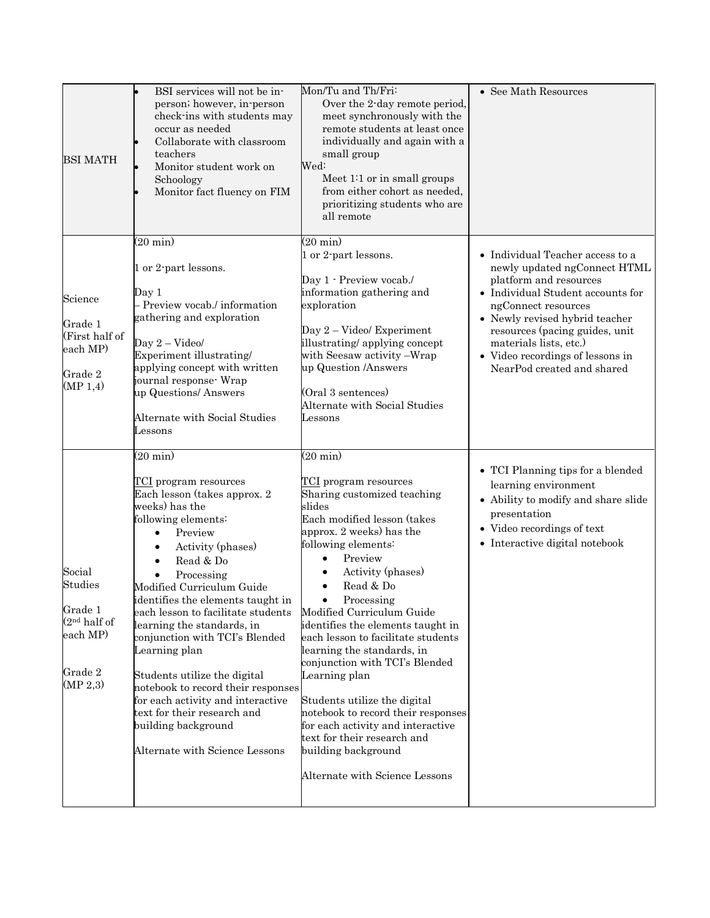| | | | |
|---|---|---|---|
| BSI MATH | • BSI services will not be in-person; however, in-person check-ins with students may occur as needed<br>• Collaborate with classroom teachers<br>• Monitor student work on Schoology<br>• Monitor fact fluency on FIM | Mon/Tu and Th/Fri:<br>Over the 2-day remote period, meet synchronously with the remote students at least once individually and again with a small group<br>Wed:<br>Meet 1:1 or in small groups from either cohort as needed, prioritizing students who are all remote | • See Math Resources |
| Science<br><br>Grade 1 (First half of each MP)<br><br>Grade 2 (MP 1,4) | (20 min)<br><br>1 or 2-part lessons.<br><br>Day 1<br>– Preview vocab./ information gathering and exploration<br><br>Day 2 – Video/ Experiment illustrating/ applying concept with written journal response- Wrap up Questions/ Answers<br><br>Alternate with Social Studies Lessons | (20 min)<br>1 or 2-part lessons.<br><br>Day 1 - Preview vocab./ information gathering and exploration<br><br>Day 2 – Video/ Experiment illustrating/ applying concept with Seesaw activity –Wrap up Question /Answers<br><br>(Oral 3 sentences)<br>Alternate with Social Studies Lessons | • Individual Teacher access to a newly updated ngConnect HTML platform and resources<br>• Individual Student accounts for ngConnect resources<br>• Newly revised hybrid teacher resources (pacing guides, unit materials lists, etc.)<br>• Video recordings of lessons in NearPod created and shared |
| Social Studies<br><br>Grade 1 (2nd half of each MP)<br><br>Grade 2 (MP 2,3) | (20 min)<br><br>TCI program resources<br>Each lesson (takes approx. 2 weeks) has the following elements:<br>• Preview<br>• Activity (phases)<br>• Read & Do<br>• Processing<br>Modified Curriculum Guide identifies the elements taught in each lesson to facilitate students learning the standards, in conjunction with TCI's Blended Learning plan<br><br>Students utilize the digital notebook to record their responses for each activity and interactive text for their research and building background<br><br>Alternate with Science Lessons | (20 min)<br><br>TCI program resources<br>Sharing customized teaching slides<br>Each modified lesson (takes approx. 2 weeks) has the following elements:<br>• Preview<br>• Activity (phases)<br>• Read & Do<br>• Processing<br>Modified Curriculum Guide identifies the elements taught in each lesson to facilitate students learning the standards, in conjunction with TCI's Blended Learning plan<br><br>Students utilize the digital notebook to record their responses for each activity and interactive text for their research and building background<br><br>Alternate with Science Lessons | • TCI Planning tips for a blended learning environment<br>• Ability to modify and share slide presentation<br>• Video recordings of text<br>• Interactive digital notebook |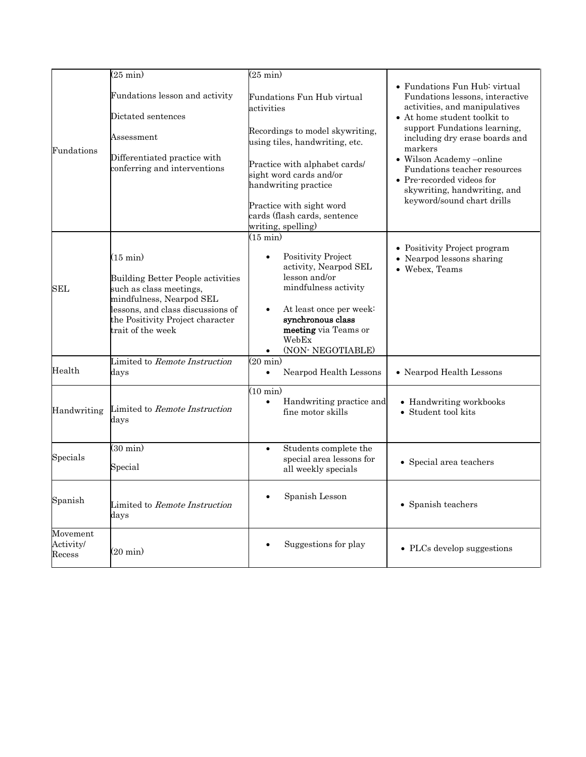| | | | |
|---|---|---|---|
| Fundations | (25 min)<br><br>Fundations lesson and activity<br><br>Dictated sentences<br><br>Assessment<br><br>Differentiated practice with conferring and interventions | (25 min)<br><br>Fundations Fun Hub virtual activities<br><br>Recordings to model skywriting, using tiles, handwriting, etc.<br><br>Practice with alphabet cards/ sight word cards and/or handwriting practice<br><br>Practice with sight word cards (flash cards, sentence writing, spelling) | • Fundations Fun Hub: virtual Fundations lessons, interactive activities, and manipulatives<br>• At home student toolkit to support Fundations learning, including dry erase boards and markers<br>• Wilson Academy –online Fundations teacher resources<br>• Pre-recorded videos for skywriting, handwriting, and keyword/sound chart drills |
| SEL | (15 min)<br><br>Building Better People activities such as class meetings, mindfulness, Nearpod SEL lessons, and class discussions of the Positivity Project character trait of the week | (15 min)<br><br>• Positivity Project activity, Nearpod SEL lesson and/or mindfulness activity<br><br>• At least once per week: **synchronous class meeting** via Teams or WebEx<br>• (NON- NEGOTIABLE) | • Positivity Project program<br>• Nearpod lessons sharing<br>• Webex, Teams |
| Health | Limited to *Remote Instruction* days | (20 min)<br>• Nearpod Health Lessons | • Nearpod Health Lessons |
| Handwriting | Limited to *Remote Instruction* days | (10 min)<br>• Handwriting practice and fine motor skills | • Handwriting workbooks<br>• Student tool kits |
| Specials | (30 min)<br><br>Special | • Students complete the special area lessons for all weekly specials | • Special area teachers |
| Spanish | Limited to *Remote Instruction* days | • Spanish Lesson | • Spanish teachers |
| Movement Activity/ Recess | (20 min) | • Suggestions for play | • PLCs develop suggestions |